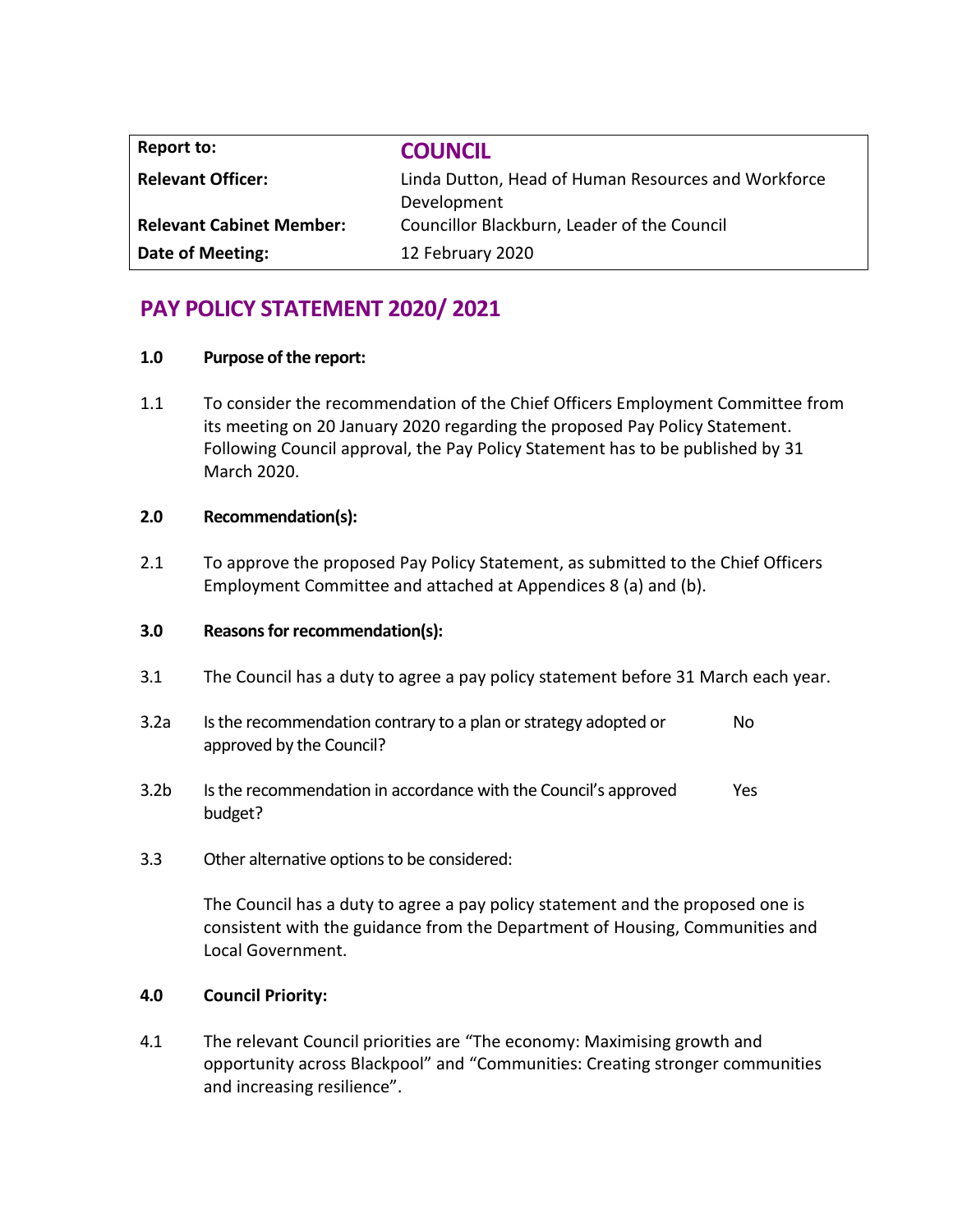| Report to: | COUNCIL |
| --- | --- |
| Relevant Officer: | Linda Dutton, Head of Human Resources and Workforce Development |
| Relevant Cabinet Member: | Councillor Blackburn, Leader of the Council |
| Date of Meeting: | 12 February 2020 |

# PAY POLICY STATEMENT 2020/ 2021

**1.0 Purpose of the report:**

1.1 To consider the recommendation of the Chief Officers Employment Committee from its meeting on 20 January 2020 regarding the proposed Pay Policy Statement. Following Council approval, the Pay Policy Statement has to be published by 31 March 2020.

**2.0 Recommendation(s):**

2.1 To approve the proposed Pay Policy Statement, as submitted to the Chief Officers Employment Committee and attached at Appendices 8 (a) and (b).

**3.0 Reasons for recommendation(s):**

3.1 The Council has a duty to agree a pay policy statement before 31 March each year.

| | | |
| --- | --- | --- |
| 3.2a | Is the recommendation contrary to a plan or strategy adopted or approved by the Council? | No |
| 3.2b | Is the recommendation in accordance with the Council's approved budget? | Yes |

3.3 Other alternative options to be considered:

The Council has a duty to agree a pay policy statement and the proposed one is consistent with the guidance from the Department of Housing, Communities and Local Government.

**4.0 Council Priority:**

4.1 The relevant Council priorities are "The economy: Maximising growth and opportunity across Blackpool" and "Communities: Creating stronger communities and increasing resilience".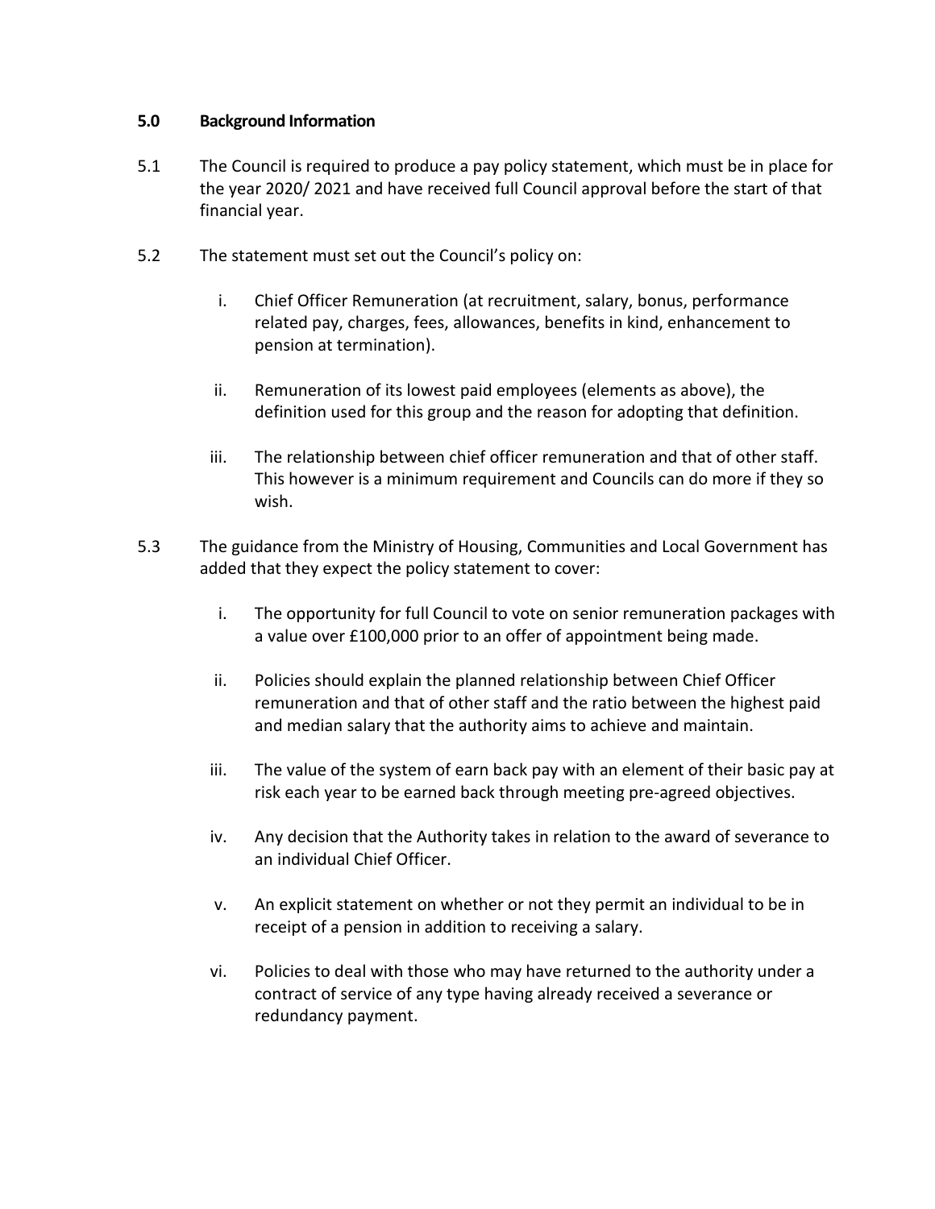**5.0 Background Information**

5.1 The Council is required to produce a pay policy statement, which must be in place for the year 2020/ 2021 and have received full Council approval before the start of that financial year.

5.2 The statement must set out the Council's policy on:

i. Chief Officer Remuneration (at recruitment, salary, bonus, performance related pay, charges, fees, allowances, benefits in kind, enhancement to pension at termination).

ii. Remuneration of its lowest paid employees (elements as above), the definition used for this group and the reason for adopting that definition.

iii. The relationship between chief officer remuneration and that of other staff. This however is a minimum requirement and Councils can do more if they so wish.

5.3 The guidance from the Ministry of Housing, Communities and Local Government has added that they expect the policy statement to cover:

i. The opportunity for full Council to vote on senior remuneration packages with a value over £100,000 prior to an offer of appointment being made.

ii. Policies should explain the planned relationship between Chief Officer remuneration and that of other staff and the ratio between the highest paid and median salary that the authority aims to achieve and maintain.

iii. The value of the system of earn back pay with an element of their basic pay at risk each year to be earned back through meeting pre-agreed objectives.

iv. Any decision that the Authority takes in relation to the award of severance to an individual Chief Officer.

v. An explicit statement on whether or not they permit an individual to be in receipt of a pension in addition to receiving a salary.

vi. Policies to deal with those who may have returned to the authority under a contract of service of any type having already received a severance or redundancy payment.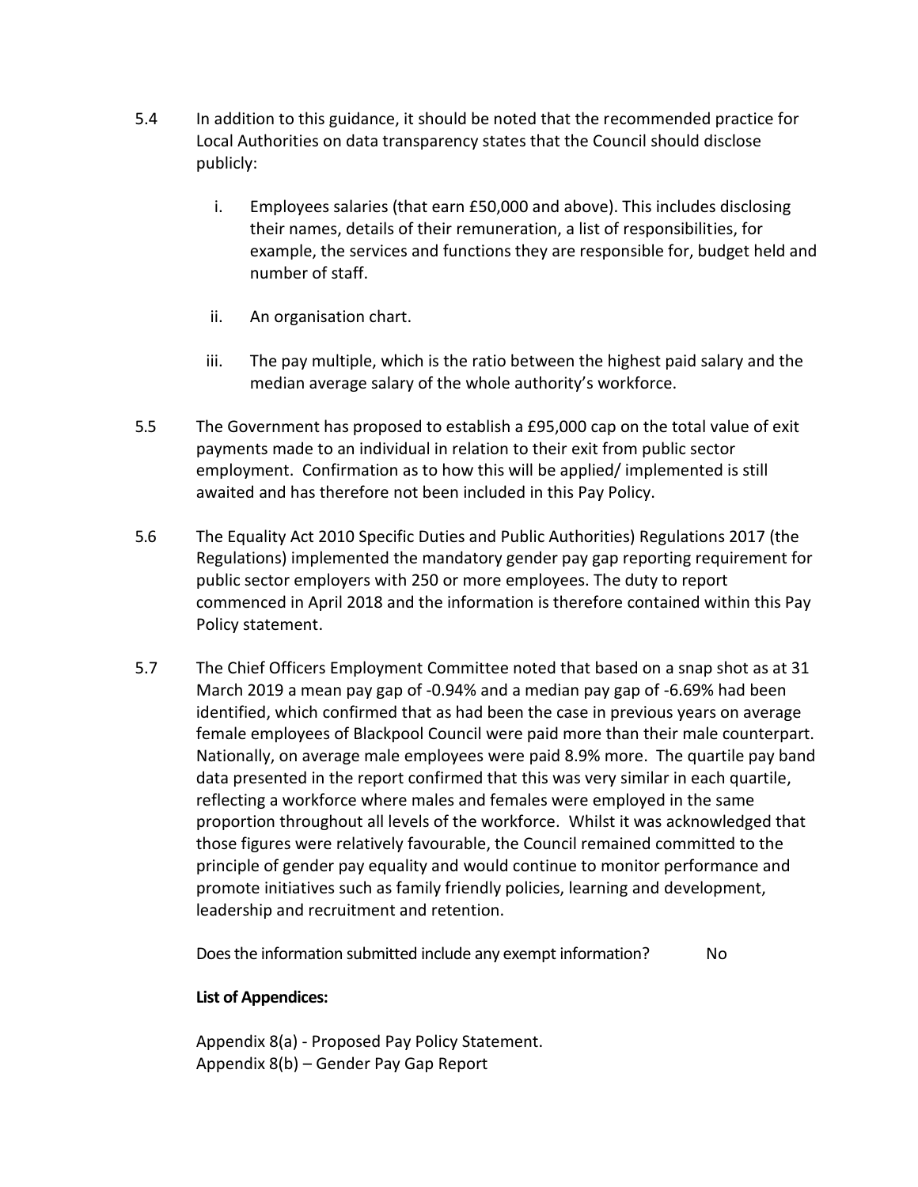5.4 In addition to this guidance, it should be noted that the recommended practice for Local Authorities on data transparency states that the Council should disclose publicly:

   i. Employees salaries (that earn £50,000 and above). This includes disclosing their names, details of their remuneration, a list of responsibilities, for example, the services and functions they are responsible for, budget held and number of staff.

   ii. An organisation chart.

   iii. The pay multiple, which is the ratio between the highest paid salary and the median average salary of the whole authority's workforce.

5.5 The Government has proposed to establish a £95,000 cap on the total value of exit payments made to an individual in relation to their exit from public sector employment. Confirmation as to how this will be applied/ implemented is still awaited and has therefore not been included in this Pay Policy.

5.6 The Equality Act 2010 Specific Duties and Public Authorities) Regulations 2017 (the Regulations) implemented the mandatory gender pay gap reporting requirement for public sector employers with 250 or more employees. The duty to report commenced in April 2018 and the information is therefore contained within this Pay Policy statement.

5.7 The Chief Officers Employment Committee noted that based on a snap shot as at 31 March 2019 a mean pay gap of -0.94% and a median pay gap of -6.69% had been identified, which confirmed that as had been the case in previous years on average female employees of Blackpool Council were paid more than their male counterpart. Nationally, on average male employees were paid 8.9% more. The quartile pay band data presented in the report confirmed that this was very similar in each quartile, reflecting a workforce where males and females were employed in the same proportion throughout all levels of the workforce. Whilst it was acknowledged that those figures were relatively favourable, the Council remained committed to the principle of gender pay equality and would continue to monitor performance and promote initiatives such as family friendly policies, learning and development, leadership and recruitment and retention.

Does the information submitted include any exempt information? No

**List of Appendices:**

Appendix 8(a) - Proposed Pay Policy Statement.
Appendix 8(b) – Gender Pay Gap Report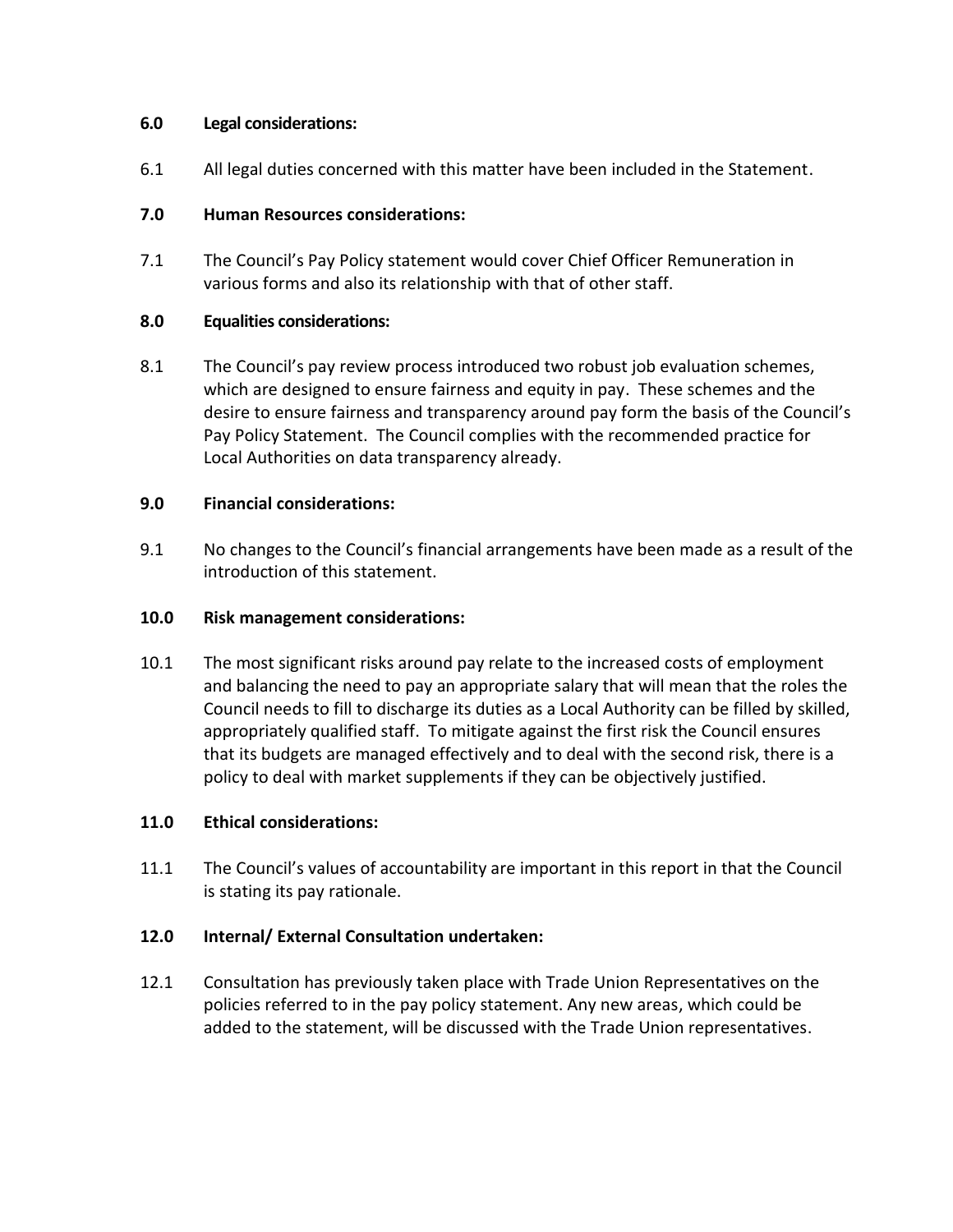**6.0 Legal considerations:**

6.1 All legal duties concerned with this matter have been included in the Statement.

**7.0 Human Resources considerations:**

7.1 The Council's Pay Policy statement would cover Chief Officer Remuneration in various forms and also its relationship with that of other staff.

**8.0 Equalities considerations:**

8.1 The Council's pay review process introduced two robust job evaluation schemes, which are designed to ensure fairness and equity in pay. These schemes and the desire to ensure fairness and transparency around pay form the basis of the Council's Pay Policy Statement. The Council complies with the recommended practice for Local Authorities on data transparency already.

**9.0 Financial considerations:**

9.1 No changes to the Council's financial arrangements have been made as a result of the introduction of this statement.

**10.0 Risk management considerations:**

10.1 The most significant risks around pay relate to the increased costs of employment and balancing the need to pay an appropriate salary that will mean that the roles the Council needs to fill to discharge its duties as a Local Authority can be filled by skilled, appropriately qualified staff. To mitigate against the first risk the Council ensures that its budgets are managed effectively and to deal with the second risk, there is a policy to deal with market supplements if they can be objectively justified.

**11.0 Ethical considerations:**

11.1 The Council's values of accountability are important in this report in that the Council is stating its pay rationale.

**12.0 Internal/ External Consultation undertaken:**

12.1 Consultation has previously taken place with Trade Union Representatives on the policies referred to in the pay policy statement. Any new areas, which could be added to the statement, will be discussed with the Trade Union representatives.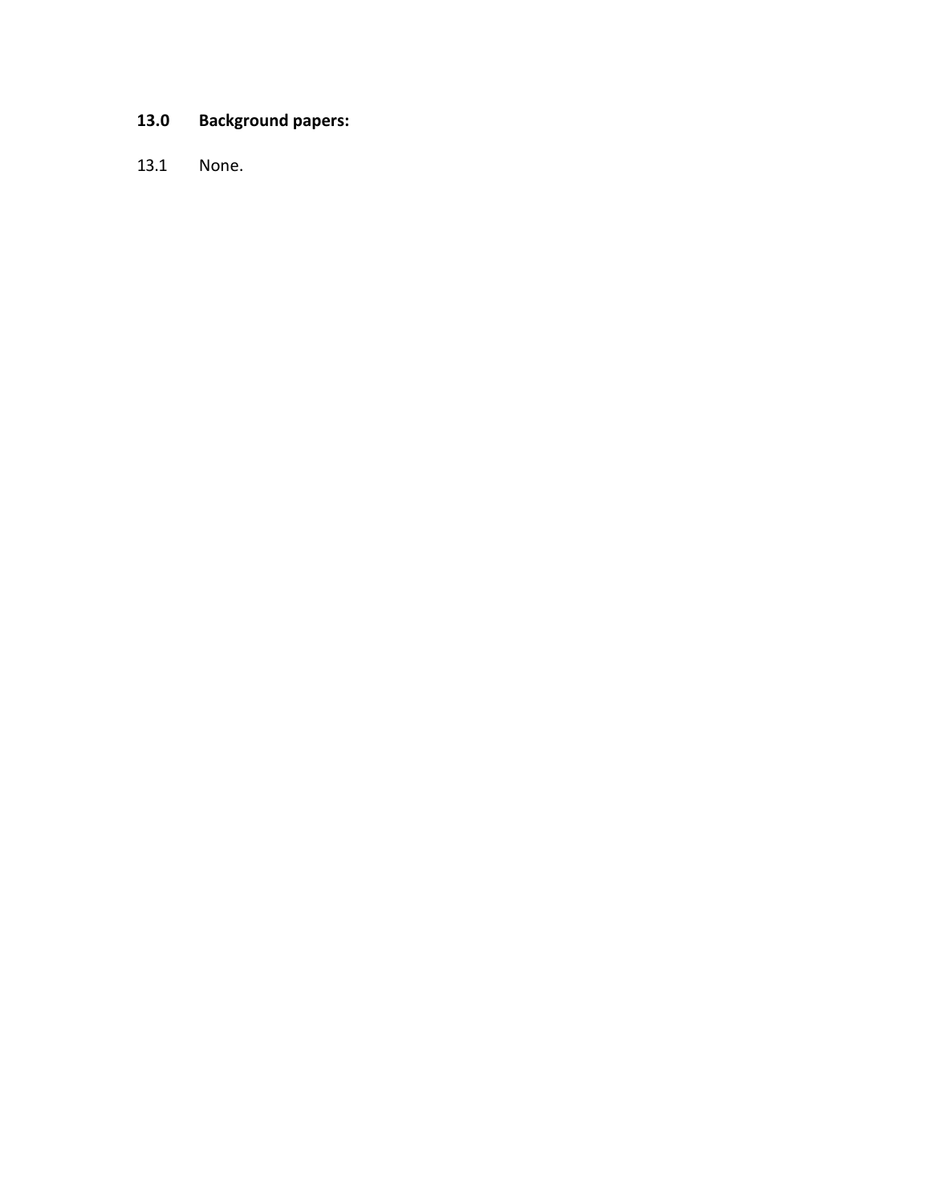## 13.0 Background papers:

13.1 None.